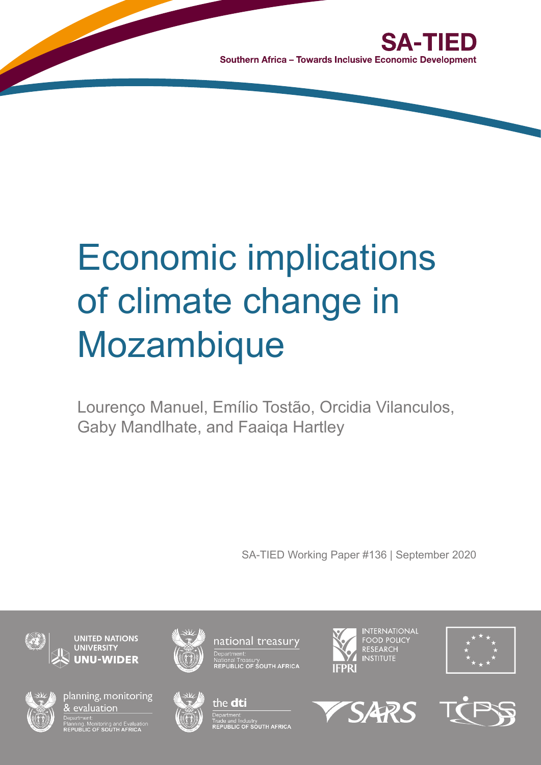SA-TIED

Southern Africa – Towards Inclusive Economic Development

# Economic implications of climate change in Mozambique

Lourenço Manuel, Emílio Tostão, Orcidia Vilanculos, Gaby Mandlhate, and Faaiqa Hartley

SA-TIED Working Paper #136 | September 2020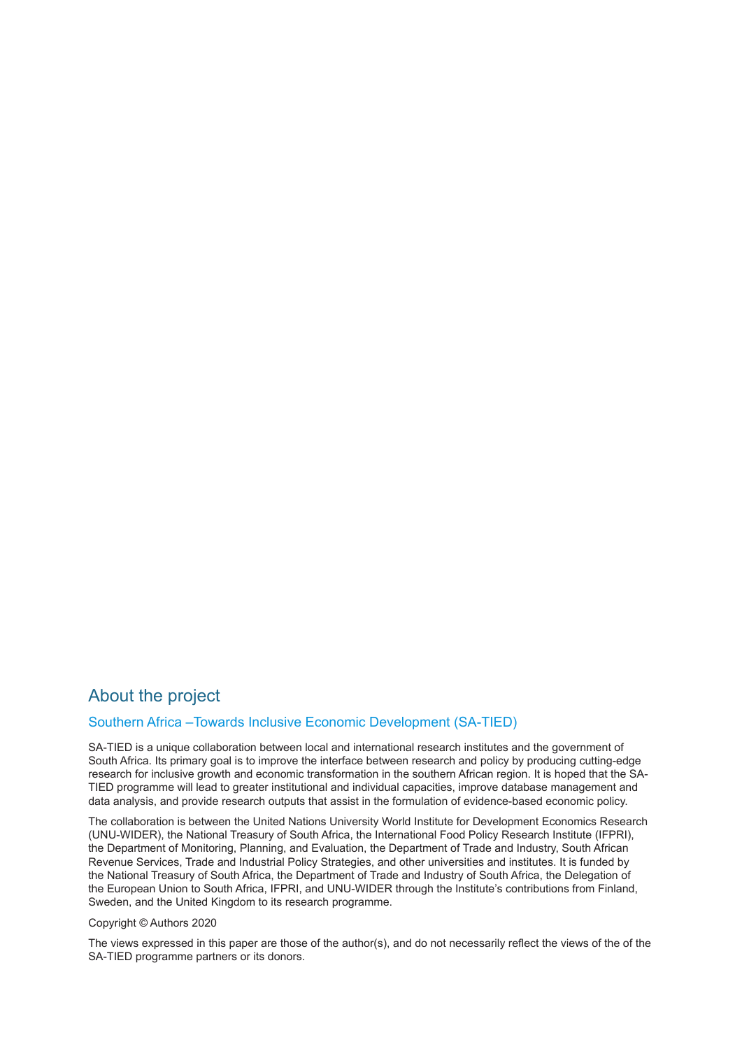# About the project

## Southern Africa –Towards Inclusive Economic Development (SA-TIED)

SA-TIED is a unique collaboration between local and international research institutes and the government of South Africa. Its primary goal is to improve the interface between research and policy by producing cutting-edge research for inclusive growth and economic transformation in the southern African region. It is hoped that the SA-TIED programme will lead to greater institutional and individual capacities, improve database management and data analysis, and provide research outputs that assist in the formulation of evidence-based economic policy.

The collaboration is between the United Nations University World Institute for Development Economics Research (UNU-WIDER), the National Treasury of South Africa, the International Food Policy Research Institute (IFPRI), the Department of Monitoring, Planning, and Evaluation, the Department of Trade and Industry, South African Revenue Services, Trade and Industrial Policy Strategies, and other universities and institutes. It is funded by the National Treasury of South Africa, the Department of Trade and Industry of South Africa, the Delegation of the European Union to South Africa, IFPRI, and UNU-WIDER through the Institute's contributions from Finland, Sweden, and the United Kingdom to its research programme.

Copyright © Authors 2020

The views expressed in this paper are those of the author(s), and do not necessarily reflect the views of the of the SA-TIED programme partners or its donors.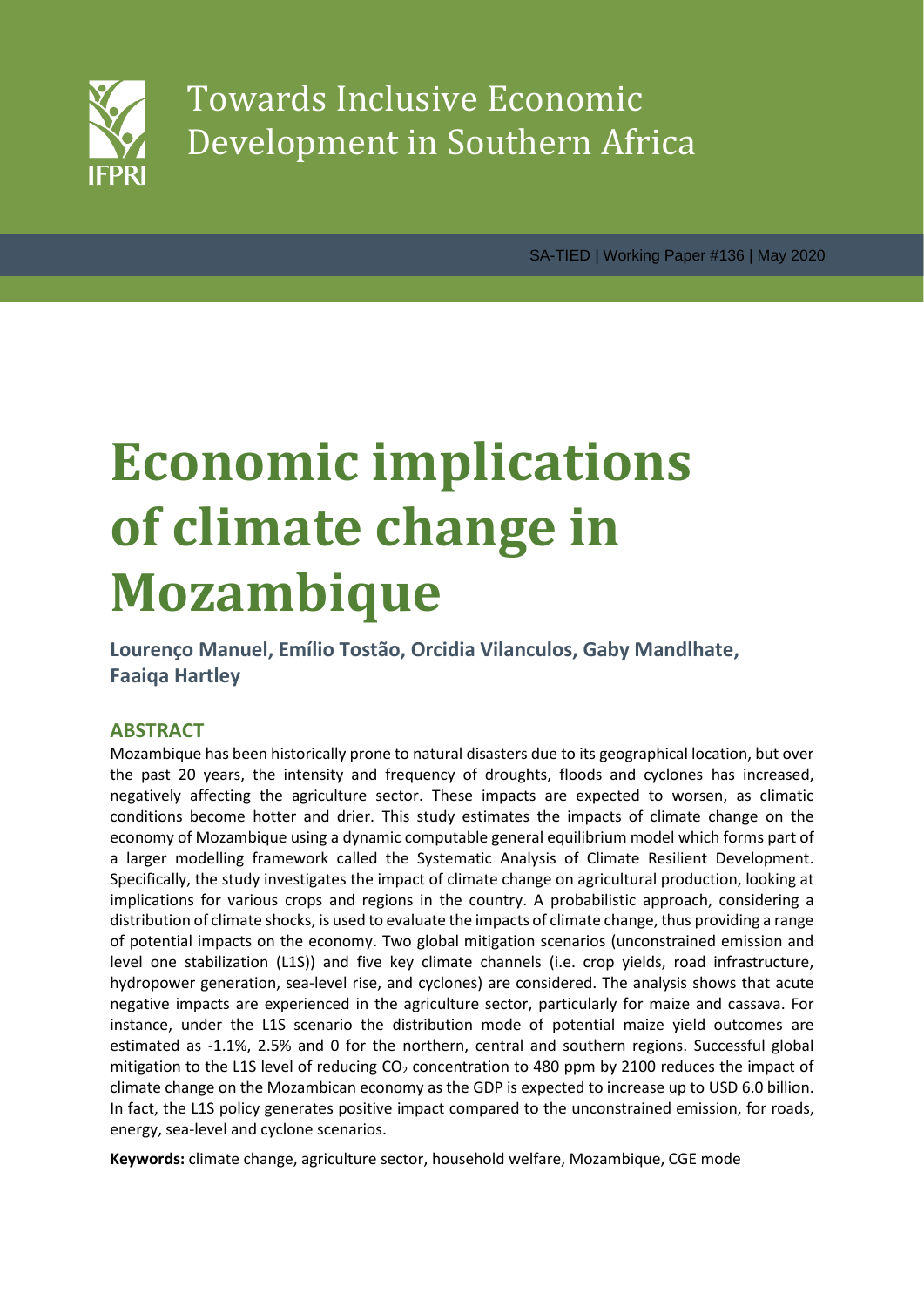Towards Inclusive Economic Development in Southern Africa

SA-TIED | Working Paper #136 | May 2020

# Economic implications of climate change in Mozambique

**Lourenço Manuel, Emílio Tostão, Orcidia Vilanculos, Gaby Mandlhate, Faaiqa Hartley**

## ABSTRACT

Mozambique has been historically prone to natural disasters due to its geographical location, but over the past 20 years, the intensity and frequency of droughts, floods and cyclones has increased, negatively affecting the agriculture sector. These impacts are expected to worsen, as climatic conditions become hotter and drier. This study estimates the impacts of climate change on the economy of Mozambique using a dynamic computable general equilibrium model which forms part of a larger modelling framework called the Systematic Analysis of Climate Resilient Development. Specifically, the study investigates the impact of climate change on agricultural production, looking at implications for various crops and regions in the country. A probabilistic approach, considering a distribution of climate shocks, is used to evaluate the impacts of climate change, thus providing a range of potential impacts on the economy. Two global mitigation scenarios (unconstrained emission and level one stabilization (L1S)) and five key climate channels (i.e. crop yields, road infrastructure, hydropower generation, sea-level rise, and cyclones) are considered. The analysis shows that acute negative impacts are experienced in the agriculture sector, particularly for maize and cassava. For instance, under the L1S scenario the distribution mode of potential maize yield outcomes are estimated as -1.1%, 2.5% and 0 for the northern, central and southern regions. Successful global mitigation to the L1S level of reducing $CO_2$ concentration to 480 ppm by 2100 reduces the impact of climate change on the Mozambican economy as the GDP is expected to increase up to USD 6.0 billion. In fact, the L1S policy generates positive impact compared to the unconstrained emission, for roads, energy, sea-level and cyclone scenarios.

**Keywords:** climate change, agriculture sector, household welfare, Mozambique, CGE mode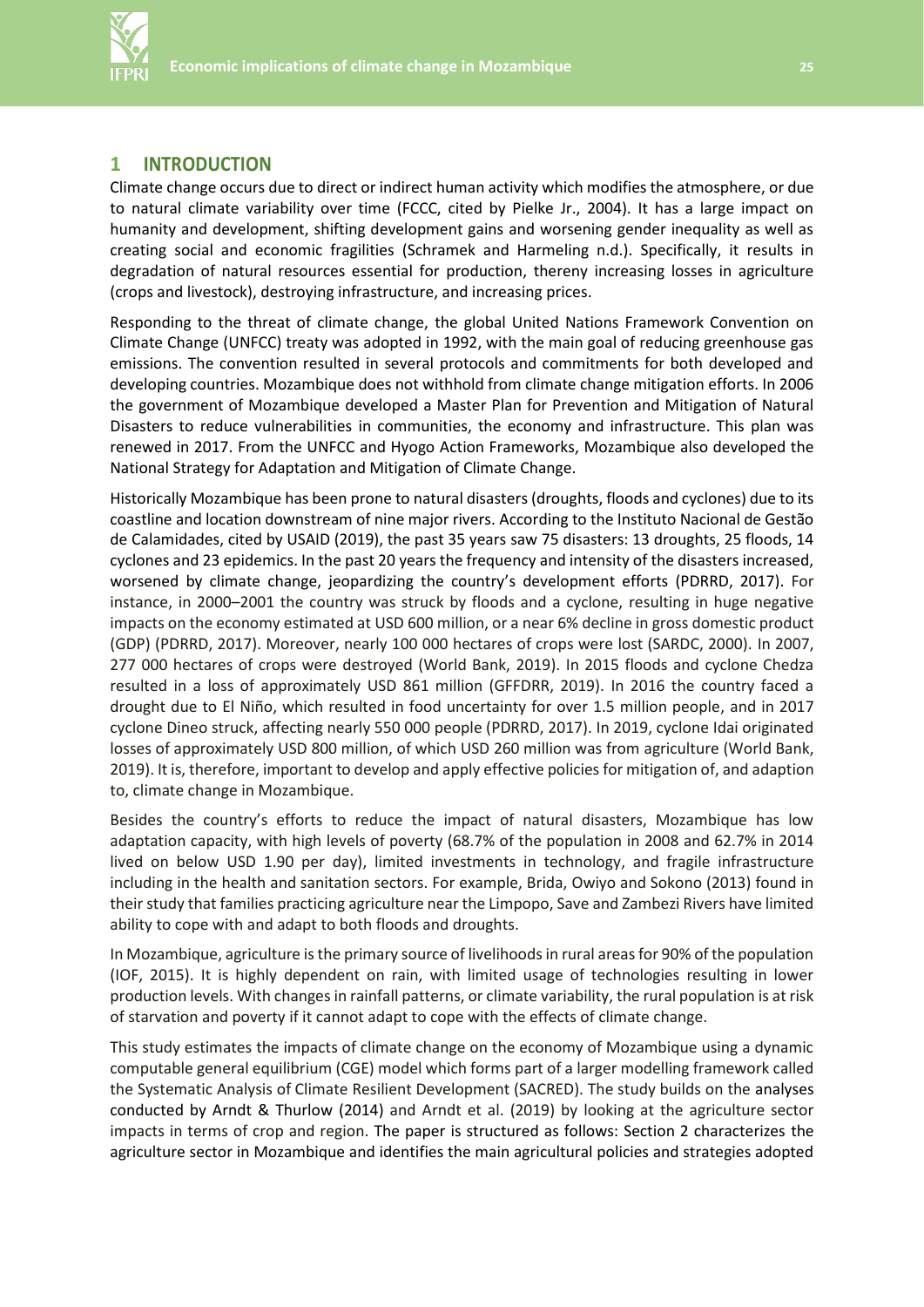## 1 INTRODUCTION

Climate change occurs due to direct or indirect human activity which modifies the atmosphere, or due to natural climate variability over time (FCCC, cited by Pielke Jr., 2004). It has a large impact on humanity and development, shifting development gains and worsening gender inequality as well as creating social and economic fragilities (Schramek and Harmeling n.d.). Specifically, it results in degradation of natural resources essential for production, thereny increasing losses in agriculture (crops and livestock), destroying infrastructure, and increasing prices.

Responding to the threat of climate change, the global United Nations Framework Convention on Climate Change (UNFCC) treaty was adopted in 1992, with the main goal of reducing greenhouse gas emissions. The convention resulted in several protocols and commitments for both developed and developing countries. Mozambique does not withhold from climate change mitigation efforts. In 2006 the government of Mozambique developed a Master Plan for Prevention and Mitigation of Natural Disasters to reduce vulnerabilities in communities, the economy and infrastructure. This plan was renewed in 2017. From the UNFCC and Hyogo Action Frameworks, Mozambique also developed the National Strategy for Adaptation and Mitigation of Climate Change.

Historically Mozambique has been prone to natural disasters (droughts, floods and cyclones) due to its coastline and location downstream of nine major rivers. According to the Instituto Nacional de Gestão de Calamidades, cited by USAID (2019), the past 35 years saw 75 disasters: 13 droughts, 25 floods, 14 cyclones and 23 epidemics. In the past 20 years the frequency and intensity of the disasters increased, worsened by climate change, jeopardizing the country's development efforts (PDRRD, 2017). For instance, in 2000–2001 the country was struck by floods and a cyclone, resulting in huge negative impacts on the economy estimated at USD 600 million, or a near 6% decline in gross domestic product (GDP) (PDRRD, 2017). Moreover, nearly 100 000 hectares of crops were lost (SARDC, 2000). In 2007, 277 000 hectares of crops were destroyed (World Bank, 2019). In 2015 floods and cyclone Chedza resulted in a loss of approximately USD 861 million (GFFDRR, 2019). In 2016 the country faced a drought due to El Niño, which resulted in food uncertainty for over 1.5 million people, and in 2017 cyclone Dineo struck, affecting nearly 550 000 people (PDRRD, 2017). In 2019, cyclone Idai originated losses of approximately USD 800 million, of which USD 260 million was from agriculture (World Bank, 2019). It is, therefore, important to develop and apply effective policies for mitigation of, and adaption to, climate change in Mozambique.

Besides the country's efforts to reduce the impact of natural disasters, Mozambique has low adaptation capacity, with high levels of poverty (68.7% of the population in 2008 and 62.7% in 2014 lived on below USD 1.90 per day), limited investments in technology, and fragile infrastructure including in the health and sanitation sectors. For example, Brida, Owiyo and Sokono (2013) found in their study that families practicing agriculture near the Limpopo, Save and Zambezi Rivers have limited ability to cope with and adapt to both floods and droughts.

In Mozambique, agriculture is the primary source of livelihoods in rural areas for 90% of the population (IOF, 2015). It is highly dependent on rain, with limited usage of technologies resulting in lower production levels. With changes in rainfall patterns, or climate variability, the rural population is at risk of starvation and poverty if it cannot adapt to cope with the effects of climate change.

This study estimates the impacts of climate change on the economy of Mozambique using a dynamic computable general equilibrium (CGE) model which forms part of a larger modelling framework called the Systematic Analysis of Climate Resilient Development (SACRED). The study builds on the analyses conducted by Arndt & Thurlow (2014) and Arndt et al. (2019) by looking at the agriculture sector impacts in terms of crop and region. The paper is structured as follows: Section 2 characterizes the agriculture sector in Mozambique and identifies the main agricultural policies and strategies adopted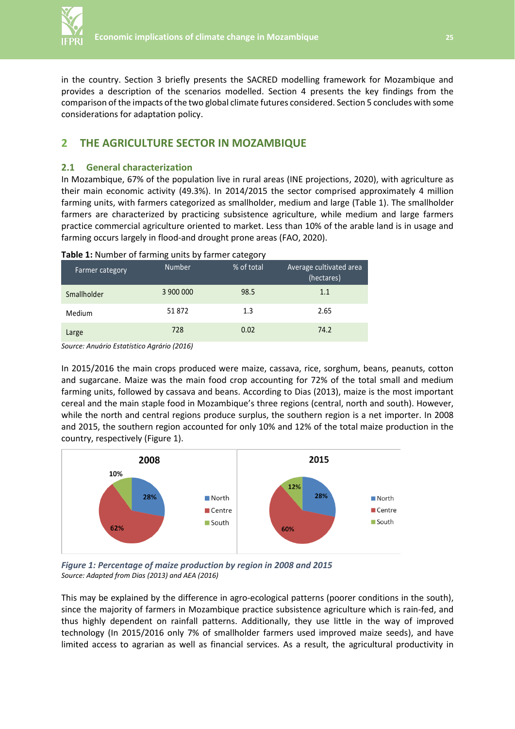in the country. Section 3 briefly presents the SACRED modelling framework for Mozambique and provides a description of the scenarios modelled. Section 4 presents the key findings from the comparison of the impacts of the two global climate futures considered. Section 5 concludes with some considerations for adaptation policy.

## 2 THE AGRICULTURE SECTOR IN MOZAMBIQUE

### 2.1 General characterization

In Mozambique, 67% of the population live in rural areas (INE projections, 2020), with agriculture as their main economic activity (49.3%). In 2014/2015 the sector comprised approximately 4 million farming units, with farmers categorized as smallholder, medium and large (Table 1). The smallholder farmers are characterized by practicing subsistence agriculture, while medium and large farmers practice commercial agriculture oriented to market. Less than 10% of the arable land is in usage and farming occurs largely in flood-and drought prone areas (FAO, 2020).

**Table 1:** Number of farming units by farmer category

| Farmer category | Number | % of total | Average cultivated area (hectares) |
|---|---|---|---|
| Smallholder | 3 900 000 | 98.5 | 1.1 |
| Medium | 51 872 | 1.3 | 2.65 |
| Large | 728 | 0.02 | 74.2 |

*Source: Anuário Estatístico Agrário (2016)*

In 2015/2016 the main crops produced were maize, cassava, rice, sorghum, beans, peanuts, cotton and sugarcane. Maize was the main food crop accounting for 72% of the total small and medium farming units, followed by cassava and beans. According to Dias (2013), maize is the most important cereal and the main staple food in Mozambique's three regions (central, north and south). However, while the north and central regions produce surplus, the southern region is a net importer. In 2008 and 2015, the southern region accounted for only 10% and 12% of the total maize production in the country, respectively (Figure 1).

***Figure 1: Percentage of maize production by region in 2008 and 2015***
*Source: Adapted from Dias (2013) and AEA (2016)*

This may be explained by the difference in agro-ecological patterns (poorer conditions in the south), since the majority of farmers in Mozambique practice subsistence agriculture which is rain-fed, and thus highly dependent on rainfall patterns. Additionally, they use little in the way of improved technology (In 2015/2016 only 7% of smallholder farmers used improved maize seeds), and have limited access to agrarian as well as financial services. As a result, the agricultural productivity in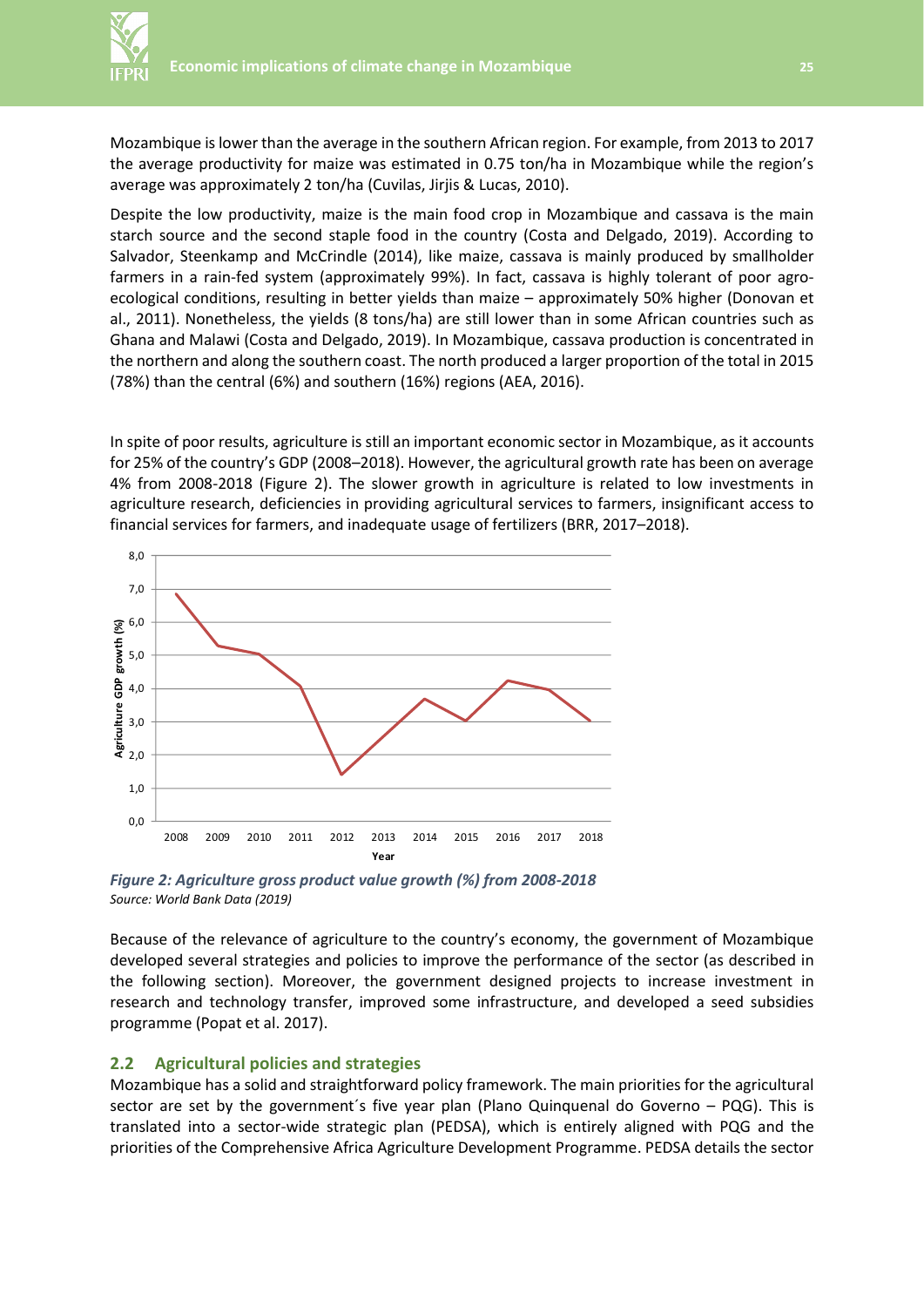Mozambique is lower than the average in the southern African region. For example, from 2013 to 2017 the average productivity for maize was estimated in 0.75 ton/ha in Mozambique while the region's average was approximately 2 ton/ha (Cuvilas, Jirjis & Lucas, 2010).

Despite the low productivity, maize is the main food crop in Mozambique and cassava is the main starch source and the second staple food in the country (Costa and Delgado, 2019). According to Salvador, Steenkamp and McCrindle (2014), like maize, cassava is mainly produced by smallholder farmers in a rain-fed system (approximately 99%). In fact, cassava is highly tolerant of poor agro-ecological conditions, resulting in better yields than maize – approximately 50% higher (Donovan et al., 2011). Nonetheless, the yields (8 tons/ha) are still lower than in some African countries such as Ghana and Malawi (Costa and Delgado, 2019). In Mozambique, cassava production is concentrated in the northern and along the southern coast. The north produced a larger proportion of the total in 2015 (78%) than the central (6%) and southern (16%) regions (AEA, 2016).

In spite of poor results, agriculture is still an important economic sector in Mozambique, as it accounts for 25% of the country's GDP (2008–2018). However, the agricultural growth rate has been on average 4% from 2008-2018 (Figure 2). The slower growth in agriculture is related to low investments in agriculture research, deficiencies in providing agricultural services to farmers, insignificant access to financial services for farmers, and inadequate usage of fertilizers (BRR, 2017–2018).

*Figure 2: Agriculture gross product value growth (%) from 2008-2018*
*Source: World Bank Data (2019)*

Because of the relevance of agriculture to the country's economy, the government of Mozambique developed several strategies and policies to improve the performance of the sector (as described in the following section). Moreover, the government designed projects to increase investment in research and technology transfer, improved some infrastructure, and developed a seed subsidies programme (Popat et al. 2017).

## 2.2 Agricultural policies and strategies

Mozambique has a solid and straightforward policy framework. The main priorities for the agricultural sector are set by the government´s five year plan (Plano Quinquenal do Governo – PQG). This is translated into a sector-wide strategic plan (PEDSA), which is entirely aligned with PQG and the priorities of the Comprehensive Africa Agriculture Development Programme. PEDSA details the sector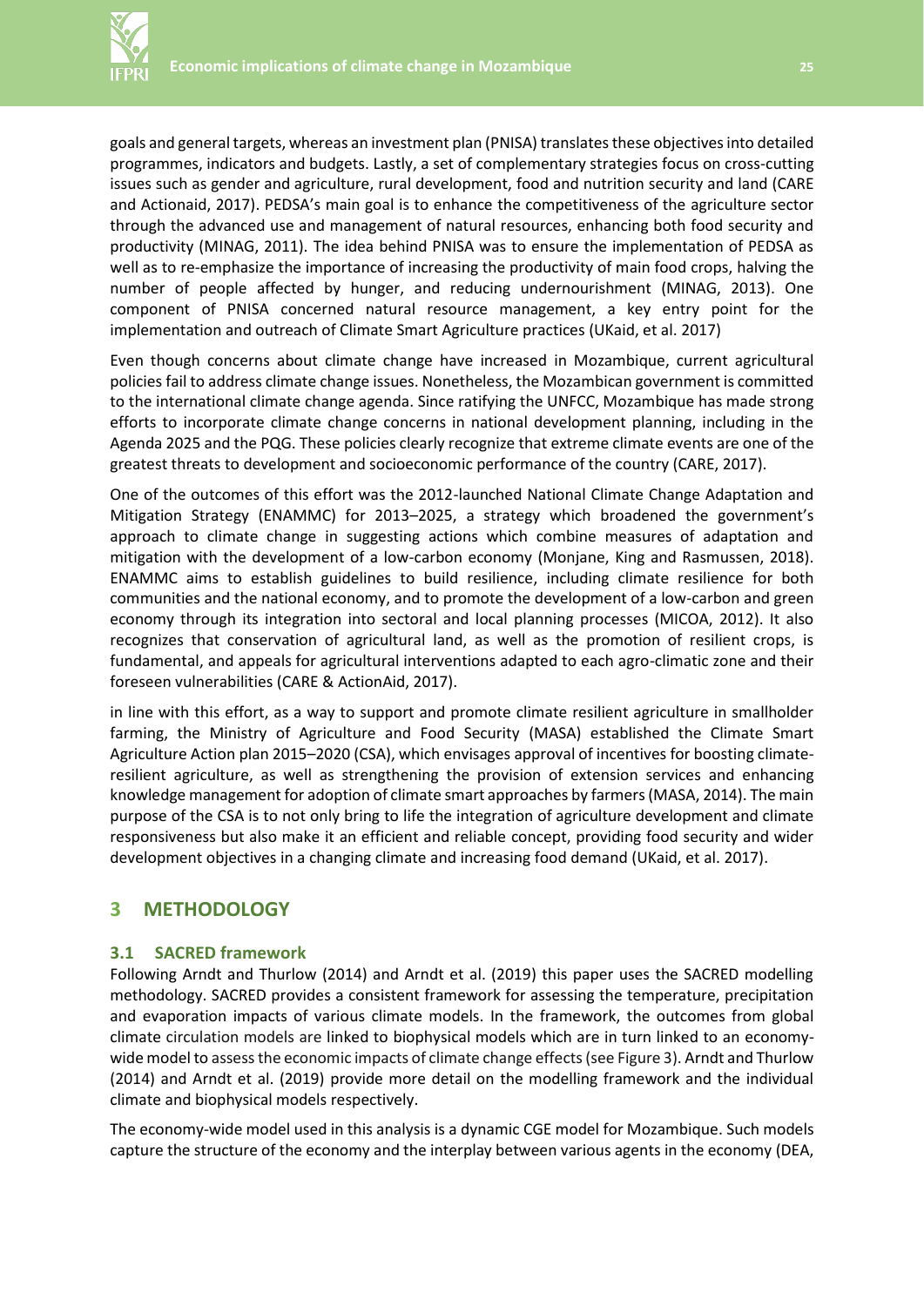goals and general targets, whereas an investment plan (PNISA) translates these objectives into detailed programmes, indicators and budgets. Lastly, a set of complementary strategies focus on cross-cutting issues such as gender and agriculture, rural development, food and nutrition security and land (CARE and Actionaid, 2017). PEDSA's main goal is to enhance the competitiveness of the agriculture sector through the advanced use and management of natural resources, enhancing both food security and productivity (MINAG, 2011). The idea behind PNISA was to ensure the implementation of PEDSA as well as to re-emphasize the importance of increasing the productivity of main food crops, halving the number of people affected by hunger, and reducing undernourishment (MINAG, 2013). One component of PNISA concerned natural resource management, a key entry point for the implementation and outreach of Climate Smart Agriculture practices (UKaid, et al. 2017)

Even though concerns about climate change have increased in Mozambique, current agricultural policies fail to address climate change issues. Nonetheless, the Mozambican government is committed to the international climate change agenda. Since ratifying the UNFCC, Mozambique has made strong efforts to incorporate climate change concerns in national development planning, including in the Agenda 2025 and the PQG. These policies clearly recognize that extreme climate events are one of the greatest threats to development and socioeconomic performance of the country (CARE, 2017).

One of the outcomes of this effort was the 2012-launched National Climate Change Adaptation and Mitigation Strategy (ENAMMC) for 2013–2025, a strategy which broadened the government's approach to climate change in suggesting actions which combine measures of adaptation and mitigation with the development of a low-carbon economy (Monjane, King and Rasmussen, 2018). ENAMMC aims to establish guidelines to build resilience, including climate resilience for both communities and the national economy, and to promote the development of a low-carbon and green economy through its integration into sectoral and local planning processes (MICOA, 2012). It also recognizes that conservation of agricultural land, as well as the promotion of resilient crops, is fundamental, and appeals for agricultural interventions adapted to each agro-climatic zone and their foreseen vulnerabilities (CARE & ActionAid, 2017).

in line with this effort, as a way to support and promote climate resilient agriculture in smallholder farming, the Ministry of Agriculture and Food Security (MASA) established the Climate Smart Agriculture Action plan 2015–2020 (CSA), which envisages approval of incentives for boosting climate-resilient agriculture, as well as strengthening the provision of extension services and enhancing knowledge management for adoption of climate smart approaches by farmers (MASA, 2014). The main purpose of the CSA is to not only bring to life the integration of agriculture development and climate responsiveness but also make it an efficient and reliable concept, providing food security and wider development objectives in a changing climate and increasing food demand (UKaid, et al. 2017).

# 3 METHODOLOGY

## 3.1 SACRED framework

Following Arndt and Thurlow (2014) and Arndt et al. (2019) this paper uses the SACRED modelling methodology. SACRED provides a consistent framework for assessing the temperature, precipitation and evaporation impacts of various climate models. In the framework, the outcomes from global climate circulation models are linked to biophysical models which are in turn linked to an economy-wide model to assess the economic impacts of climate change effects (see Figure 3). Arndt and Thurlow (2014) and Arndt et al. (2019) provide more detail on the modelling framework and the individual climate and biophysical models respectively.

The economy-wide model used in this analysis is a dynamic CGE model for Mozambique. Such models capture the structure of the economy and the interplay between various agents in the economy (DEA,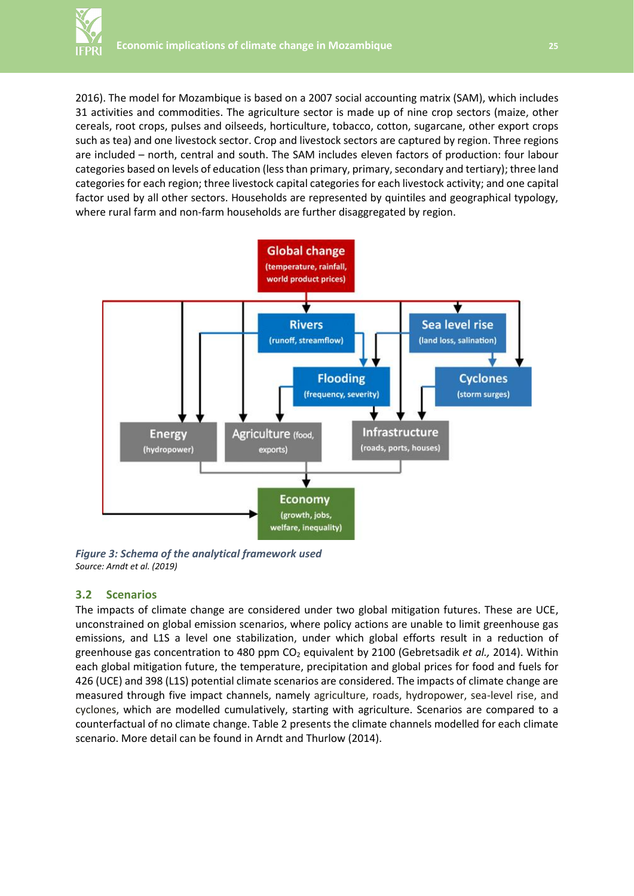2016). The model for Mozambique is based on a 2007 social accounting matrix (SAM), which includes 31 activities and commodities. The agriculture sector is made up of nine crop sectors (maize, other cereals, root crops, pulses and oilseeds, horticulture, tobacco, cotton, sugarcane, other export crops such as tea) and one livestock sector. Crop and livestock sectors are captured by region. Three regions are included – north, central and south. The SAM includes eleven factors of production: four labour categories based on levels of education (less than primary, primary, secondary and tertiary); three land categories for each region; three livestock capital categories for each livestock activity; and one capital factor used by all other sectors. Households are represented by quintiles and geographical typology, where rural farm and non-farm households are further disaggregated by region.

*Figure 3: Schema of the analytical framework used*
*Source: Arndt et al. (2019)*

## 3.2 Scenarios

The impacts of climate change are considered under two global mitigation futures. These are UCE, unconstrained on global emission scenarios, where policy actions are unable to limit greenhouse gas emissions, and L1S a level one stabilization, under which global efforts result in a reduction of greenhouse gas concentration to 480 ppm $CO_2$ equivalent by 2100 (Gebretsadik *et al.,* 2014). Within each global mitigation future, the temperature, precipitation and global prices for food and fuels for 426 (UCE) and 398 (L1S) potential climate scenarios are considered. The impacts of climate change are measured through five impact channels, namely agriculture, roads, hydropower, sea-level rise, and cyclones, which are modelled cumulatively, starting with agriculture. Scenarios are compared to a counterfactual of no climate change. Table 2 presents the climate channels modelled for each climate scenario. More detail can be found in Arndt and Thurlow (2014).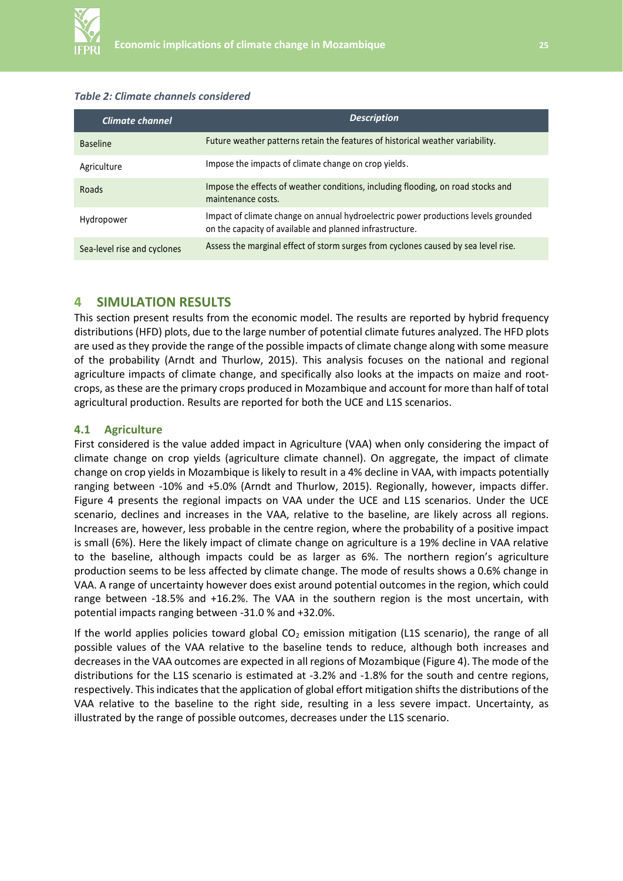*Table 2: Climate channels considered*

| Climate channel | Description |
| --- | --- |
| Baseline | Future weather patterns retain the features of historical weather variability. |
| Agriculture | Impose the impacts of climate change on crop yields. |
| Roads | Impose the effects of weather conditions, including flooding, on road stocks and maintenance costs. |
| Hydropower | Impact of climate change on annual hydroelectric power productions levels grounded on the capacity of available and planned infrastructure. |
| Sea-level rise and cyclones | Assess the marginal effect of storm surges from cyclones caused by sea level rise. |

# 4 SIMULATION RESULTS

This section present results from the economic model. The results are reported by hybrid frequency distributions (HFD) plots, due to the large number of potential climate futures analyzed. The HFD plots are used as they provide the range of the possible impacts of climate change along with some measure of the probability (Arndt and Thurlow, 2015). This analysis focuses on the national and regional agriculture impacts of climate change, and specifically also looks at the impacts on maize and root-crops, as these are the primary crops produced in Mozambique and account for more than half of total agricultural production. Results are reported for both the UCE and L1S scenarios.

## 4.1 Agriculture

First considered is the value added impact in Agriculture (VAA) when only considering the impact of climate change on crop yields (agriculture climate channel). On aggregate, the impact of climate change on crop yields in Mozambique is likely to result in a 4% decline in VAA, with impacts potentially ranging between -10% and +5.0% (Arndt and Thurlow, 2015). Regionally, however, impacts differ. Figure 4 presents the regional impacts on VAA under the UCE and L1S scenarios. Under the UCE scenario, declines and increases in the VAA, relative to the baseline, are likely across all regions. Increases are, however, less probable in the centre region, where the probability of a positive impact is small (6%). Here the likely impact of climate change on agriculture is a 19% decline in VAA relative to the baseline, although impacts could be as larger as 6%. The northern region's agriculture production seems to be less affected by climate change. The mode of results shows a 0.6% change in VAA. A range of uncertainty however does exist around potential outcomes in the region, which could range between -18.5% and +16.2%. The VAA in the southern region is the most uncertain, with potential impacts ranging between -31.0 % and +32.0%.

If the world applies policies toward global $CO_2$ emission mitigation (L1S scenario), the range of all possible values of the VAA relative to the baseline tends to reduce, although both increases and decreases in the VAA outcomes are expected in all regions of Mozambique (Figure 4). The mode of the distributions for the L1S scenario is estimated at -3.2% and -1.8% for the south and centre regions, respectively. This indicates that the application of global effort mitigation shifts the distributions of the VAA relative to the baseline to the right side, resulting in a less severe impact. Uncertainty, as illustrated by the range of possible outcomes, decreases under the L1S scenario.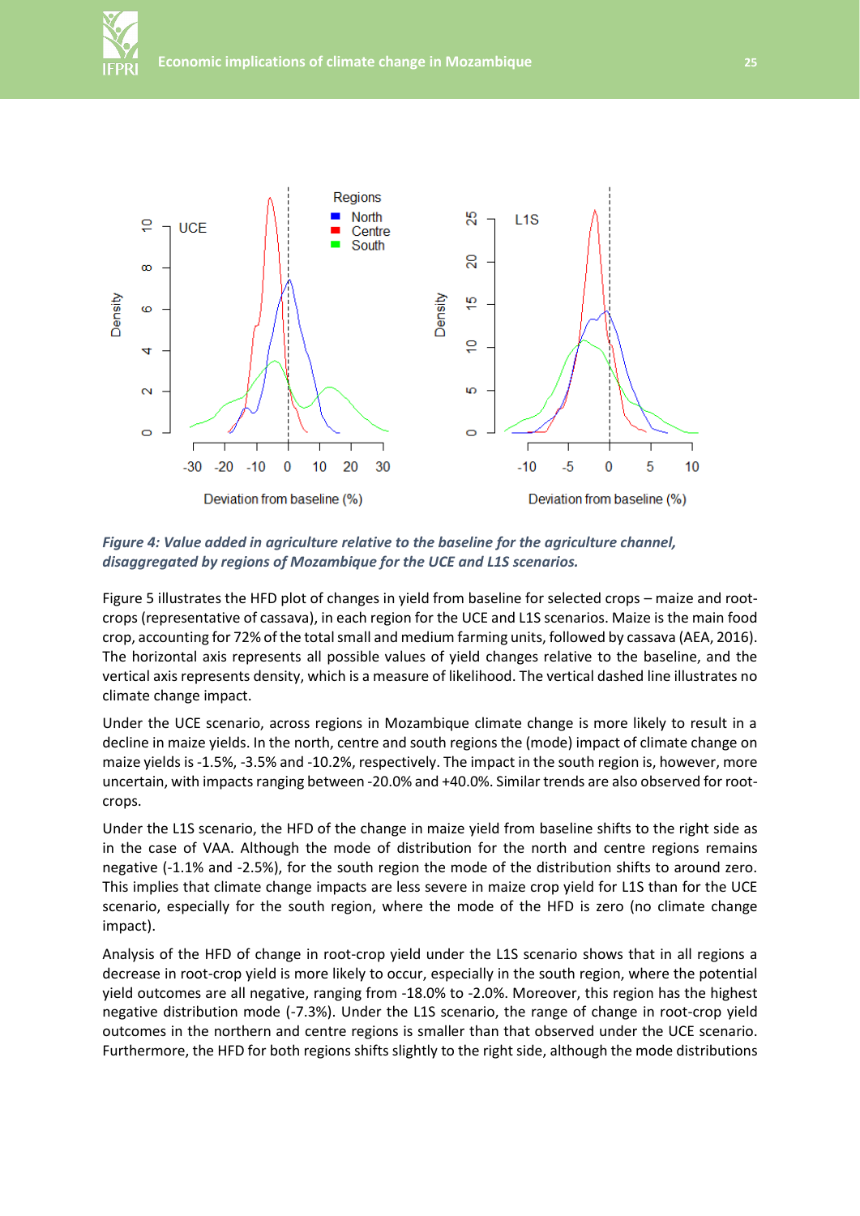*Figure 4: Value added in agriculture relative to the baseline for the agriculture channel, disaggregated by regions of Mozambique for the UCE and L1S scenarios.*

Figure 5 illustrates the HFD plot of changes in yield from baseline for selected crops – maize and root-crops (representative of cassava), in each region for the UCE and L1S scenarios. Maize is the main food crop, accounting for 72% of the total small and medium farming units, followed by cassava (AEA, 2016). The horizontal axis represents all possible values of yield changes relative to the baseline, and the vertical axis represents density, which is a measure of likelihood. The vertical dashed line illustrates no climate change impact.

Under the UCE scenario, across regions in Mozambique climate change is more likely to result in a decline in maize yields. In the north, centre and south regions the (mode) impact of climate change on maize yields is -1.5%, -3.5% and -10.2%, respectively. The impact in the south region is, however, more uncertain, with impacts ranging between -20.0% and +40.0%. Similar trends are also observed for root-crops.

Under the L1S scenario, the HFD of the change in maize yield from baseline shifts to the right side as in the case of VAA. Although the mode of distribution for the north and centre regions remains negative (-1.1% and -2.5%), for the south region the mode of the distribution shifts to around zero. This implies that climate change impacts are less severe in maize crop yield for L1S than for the UCE scenario, especially for the south region, where the mode of the HFD is zero (no climate change impact).

Analysis of the HFD of change in root-crop yield under the L1S scenario shows that in all regions a decrease in root-crop yield is more likely to occur, especially in the south region, where the potential yield outcomes are all negative, ranging from -18.0% to -2.0%. Moreover, this region has the highest negative distribution mode (-7.3%). Under the L1S scenario, the range of change in root-crop yield outcomes in the northern and centre regions is smaller than that observed under the UCE scenario. Furthermore, the HFD for both regions shifts slightly to the right side, although the mode distributions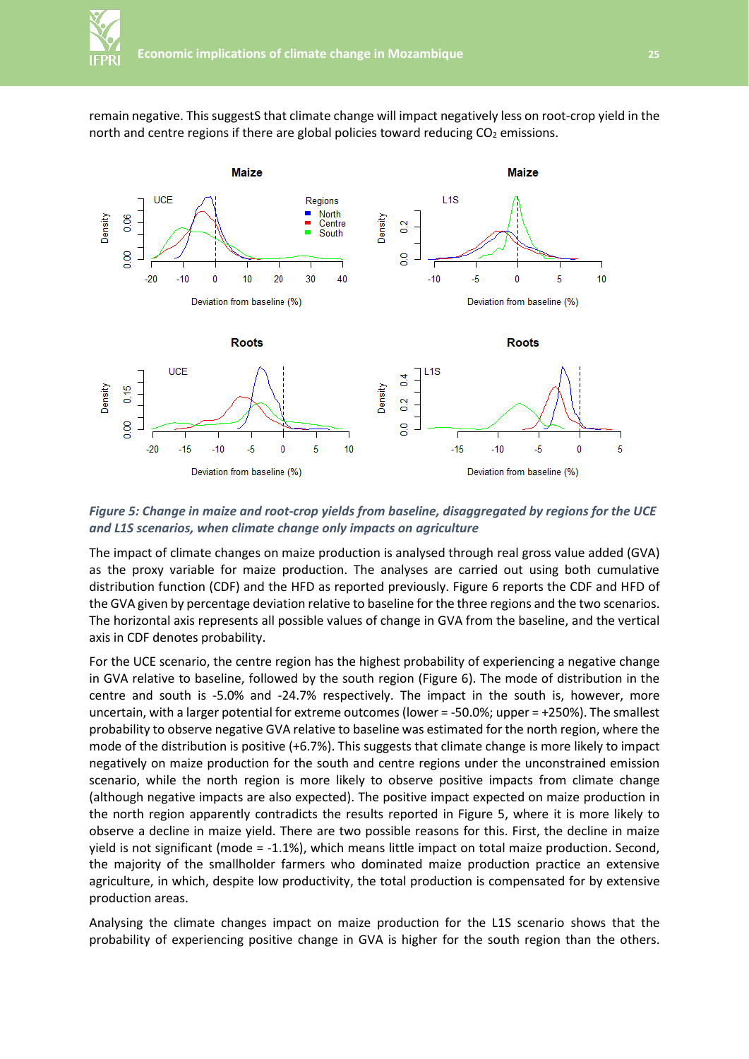remain negative. This suggestS that climate change will impact negatively less on root-crop yield in the north and centre regions if there are global policies toward reducing $CO_2$ emissions.

*Figure 5: Change in maize and root-crop yields from baseline, disaggregated by regions for the UCE and L1S scenarios, when climate change only impacts on agriculture*

The impact of climate changes on maize production is analysed through real gross value added (GVA) as the proxy variable for maize production. The analyses are carried out using both cumulative distribution function (CDF) and the HFD as reported previously. Figure 6 reports the CDF and HFD of the GVA given by percentage deviation relative to baseline for the three regions and the two scenarios. The horizontal axis represents all possible values of change in GVA from the baseline, and the vertical axis in CDF denotes probability.

For the UCE scenario, the centre region has the highest probability of experiencing a negative change in GVA relative to baseline, followed by the south region (Figure 6). The mode of distribution in the centre and south is -5.0% and -24.7% respectively. The impact in the south is, however, more uncertain, with a larger potential for extreme outcomes (lower = -50.0%; upper = +250%). The smallest probability to observe negative GVA relative to baseline was estimated for the north region, where the mode of the distribution is positive (+6.7%). This suggests that climate change is more likely to impact negatively on maize production for the south and centre regions under the unconstrained emission scenario, while the north region is more likely to observe positive impacts from climate change (although negative impacts are also expected). The positive impact expected on maize production in the north region apparently contradicts the results reported in Figure 5, where it is more likely to observe a decline in maize yield. There are two possible reasons for this. First, the decline in maize yield is not significant (mode = -1.1%), which means little impact on total maize production. Second, the majority of the smallholder farmers who dominated maize production practice an extensive agriculture, in which, despite low productivity, the total production is compensated for by extensive production areas.

Analysing the climate changes impact on maize production for the L1S scenario shows that the probability of experiencing positive change in GVA is higher for the south region than the others.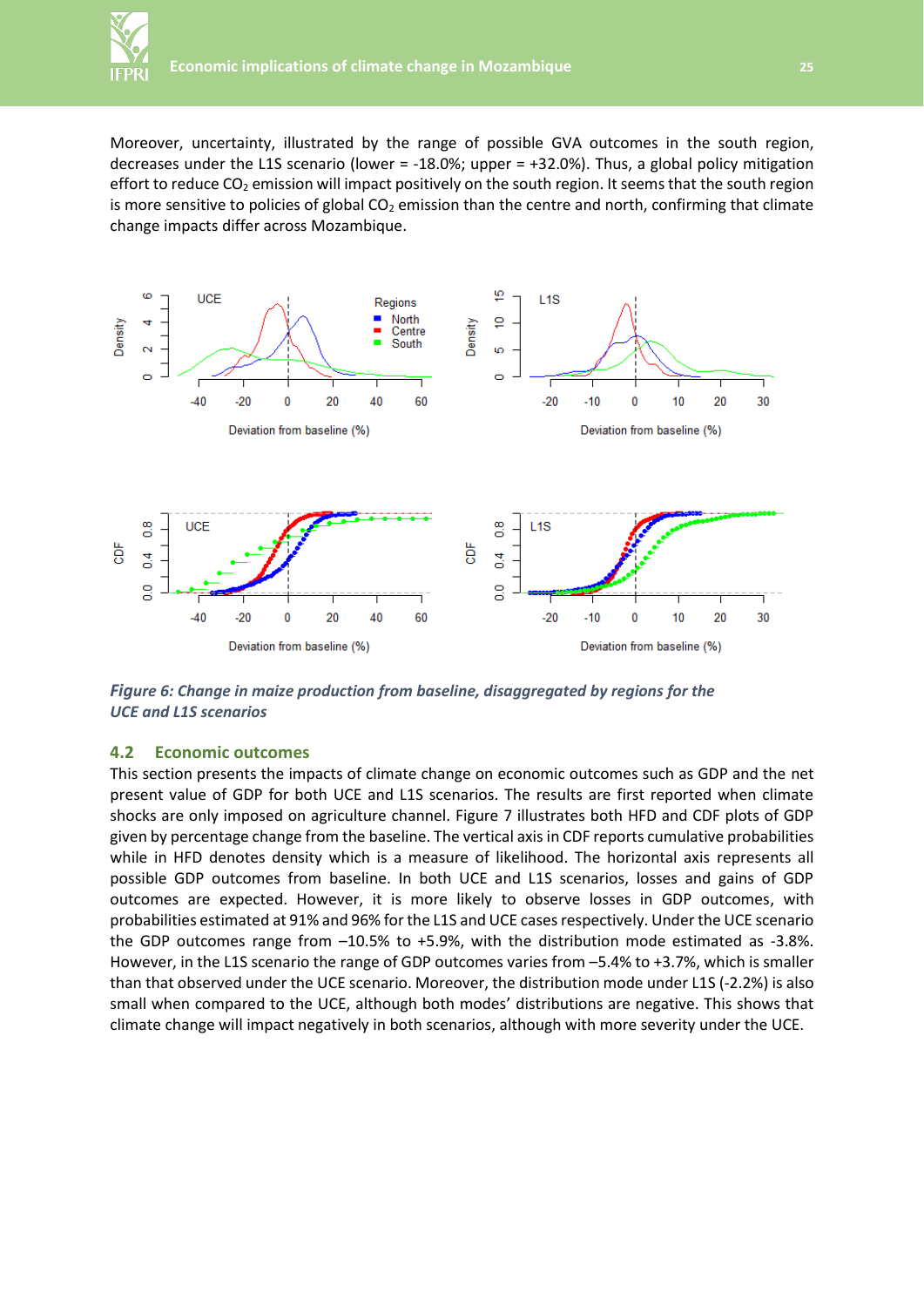Moreover, uncertainty, illustrated by the range of possible GVA outcomes in the south region, decreases under the L1S scenario (lower = -18.0%; upper = +32.0%). Thus, a global policy mitigation effort to reduce $CO_2$ emission will impact positively on the south region. It seems that the south region is more sensitive to policies of global $CO_2$ emission than the centre and north, confirming that climate change impacts differ across Mozambique.

*Figure 6: Change in maize production from baseline, disaggregated by regions for the UCE and L1S scenarios*

## 4.2 Economic outcomes

This section presents the impacts of climate change on economic outcomes such as GDP and the net present value of GDP for both UCE and L1S scenarios. The results are first reported when climate shocks are only imposed on agriculture channel. Figure 7 illustrates both HFD and CDF plots of GDP given by percentage change from the baseline. The vertical axis in CDF reports cumulative probabilities while in HFD denotes density which is a measure of likelihood. The horizontal axis represents all possible GDP outcomes from baseline. In both UCE and L1S scenarios, losses and gains of GDP outcomes are expected. However, it is more likely to observe losses in GDP outcomes, with probabilities estimated at 91% and 96% for the L1S and UCE cases respectively. Under the UCE scenario the GDP outcomes range from –10.5% to +5.9%, with the distribution mode estimated as -3.8%. However, in the L1S scenario the range of GDP outcomes varies from –5.4% to +3.7%, which is smaller than that observed under the UCE scenario. Moreover, the distribution mode under L1S (-2.2%) is also small when compared to the UCE, although both modes' distributions are negative. This shows that climate change will impact negatively in both scenarios, although with more severity under the UCE.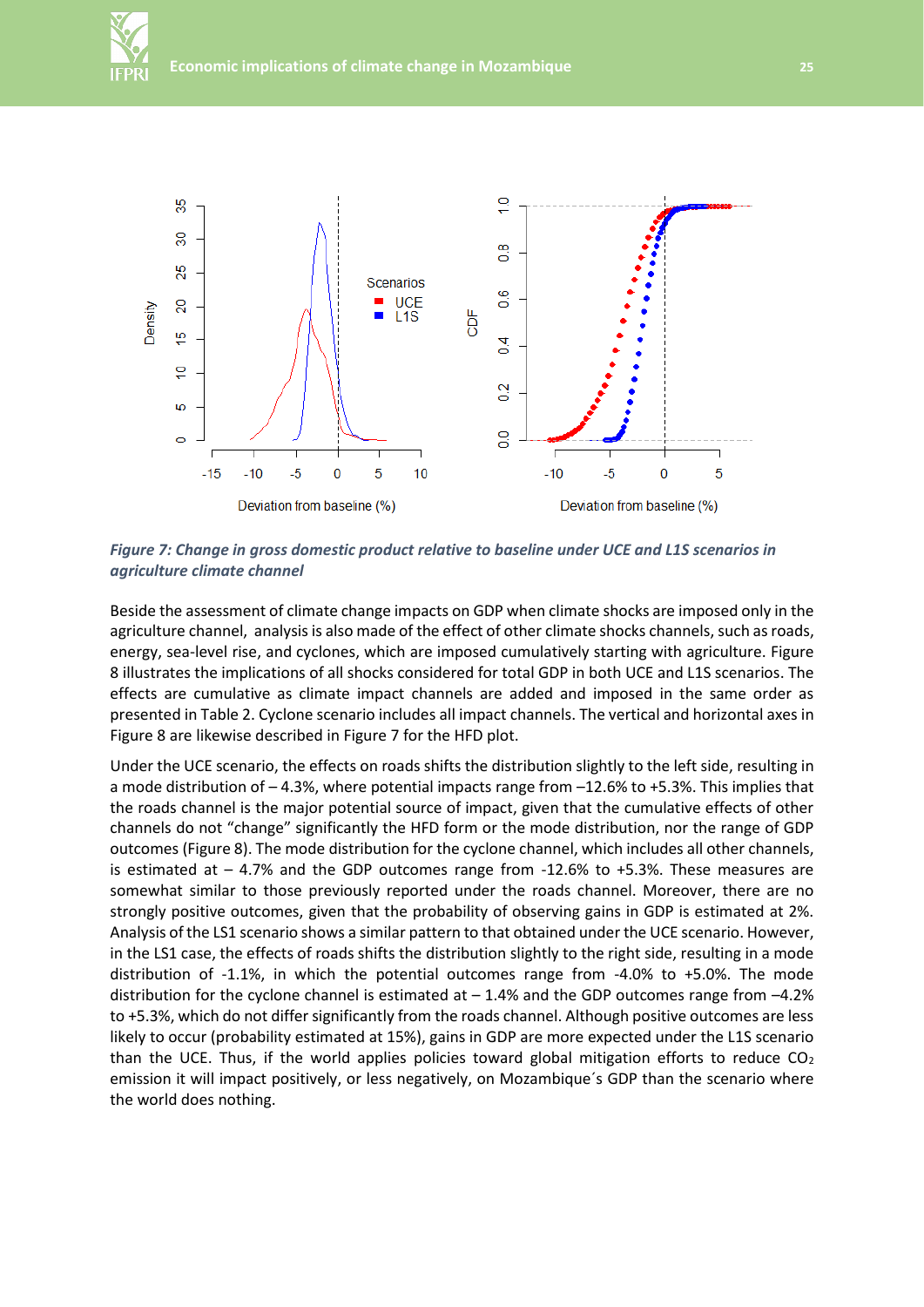*Figure 7: Change in gross domestic product relative to baseline under UCE and L1S scenarios in agriculture climate channel*

Beside the assessment of climate change impacts on GDP when climate shocks are imposed only in the agriculture channel, analysis is also made of the effect of other climate shocks channels, such as roads, energy, sea-level rise, and cyclones, which are imposed cumulatively starting with agriculture. Figure 8 illustrates the implications of all shocks considered for total GDP in both UCE and L1S scenarios. The effects are cumulative as climate impact channels are added and imposed in the same order as presented in Table 2. Cyclone scenario includes all impact channels. The vertical and horizontal axes in Figure 8 are likewise described in Figure 7 for the HFD plot.

Under the UCE scenario, the effects on roads shifts the distribution slightly to the left side, resulting in a mode distribution of – 4.3%, where potential impacts range from –12.6% to +5.3%. This implies that the roads channel is the major potential source of impact, given that the cumulative effects of other channels do not "change" significantly the HFD form or the mode distribution, nor the range of GDP outcomes (Figure 8). The mode distribution for the cyclone channel, which includes all other channels, is estimated at – 4.7% and the GDP outcomes range from -12.6% to +5.3%. These measures are somewhat similar to those previously reported under the roads channel. Moreover, there are no strongly positive outcomes, given that the probability of observing gains in GDP is estimated at 2%. Analysis of the LS1 scenario shows a similar pattern to that obtained under the UCE scenario. However, in the LS1 case, the effects of roads shifts the distribution slightly to the right side, resulting in a mode distribution of -1.1%, in which the potential outcomes range from -4.0% to +5.0%. The mode distribution for the cyclone channel is estimated at – 1.4% and the GDP outcomes range from –4.2% to +5.3%, which do not differ significantly from the roads channel. Although positive outcomes are less likely to occur (probability estimated at 15%), gains in GDP are more expected under the L1S scenario than the UCE. Thus, if the world applies policies toward global mitigation efforts to reduce $CO_2$ emission it will impact positively, or less negatively, on Mozambique´s GDP than the scenario where the world does nothing.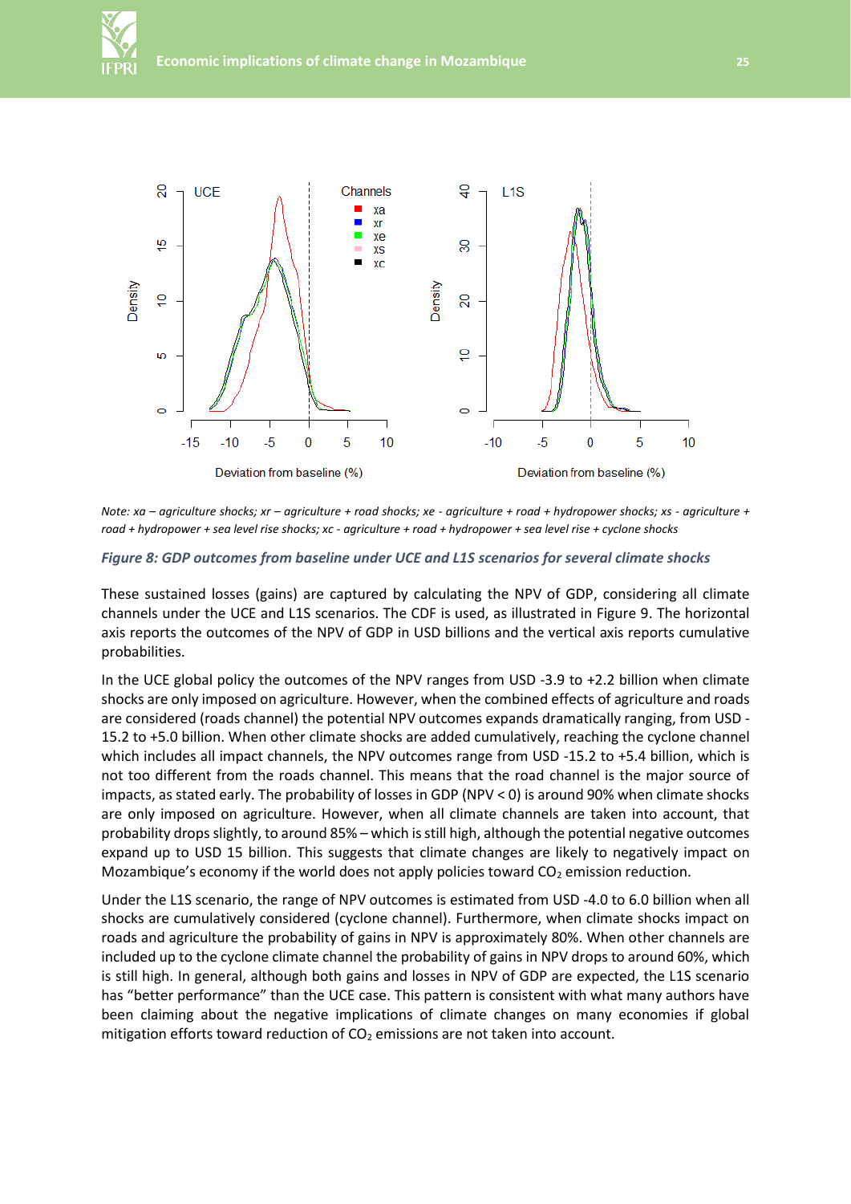*Note: xa – agriculture shocks; xr – agriculture + road shocks; xe - agriculture + road + hydropower shocks; xs - agriculture + road + hydropower + sea level rise shocks; xc - agriculture + road + hydropower + sea level rise + cyclone shocks*

***Figure 8: GDP outcomes from baseline under UCE and L1S scenarios for several climate shocks***

These sustained losses (gains) are captured by calculating the NPV of GDP, considering all climate channels under the UCE and L1S scenarios. The CDF is used, as illustrated in Figure 9. The horizontal axis reports the outcomes of the NPV of GDP in USD billions and the vertical axis reports cumulative probabilities.

In the UCE global policy the outcomes of the NPV ranges from USD -3.9 to +2.2 billion when climate shocks are only imposed on agriculture. However, when the combined effects of agriculture and roads are considered (roads channel) the potential NPV outcomes expands dramatically ranging, from USD -15.2 to +5.0 billion. When other climate shocks are added cumulatively, reaching the cyclone channel which includes all impact channels, the NPV outcomes range from USD -15.2 to +5.4 billion, which is not too different from the roads channel. This means that the road channel is the major source of impacts, as stated early. The probability of losses in GDP (NPV < 0) is around 90% when climate shocks are only imposed on agriculture. However, when all climate channels are taken into account, that probability drops slightly, to around 85% – which is still high, although the potential negative outcomes expand up to USD 15 billion. This suggests that climate changes are likely to negatively impact on Mozambique's economy if the world does not apply policies toward $CO_2$ emission reduction.

Under the L1S scenario, the range of NPV outcomes is estimated from USD -4.0 to 6.0 billion when all shocks are cumulatively considered (cyclone channel). Furthermore, when climate shocks impact on roads and agriculture the probability of gains in NPV is approximately 80%. When other channels are included up to the cyclone climate channel the probability of gains in NPV drops to around 60%, which is still high. In general, although both gains and losses in NPV of GDP are expected, the L1S scenario has "better performance" than the UCE case. This pattern is consistent with what many authors have been claiming about the negative implications of climate changes on many economies if global mitigation efforts toward reduction of $CO_2$ emissions are not taken into account.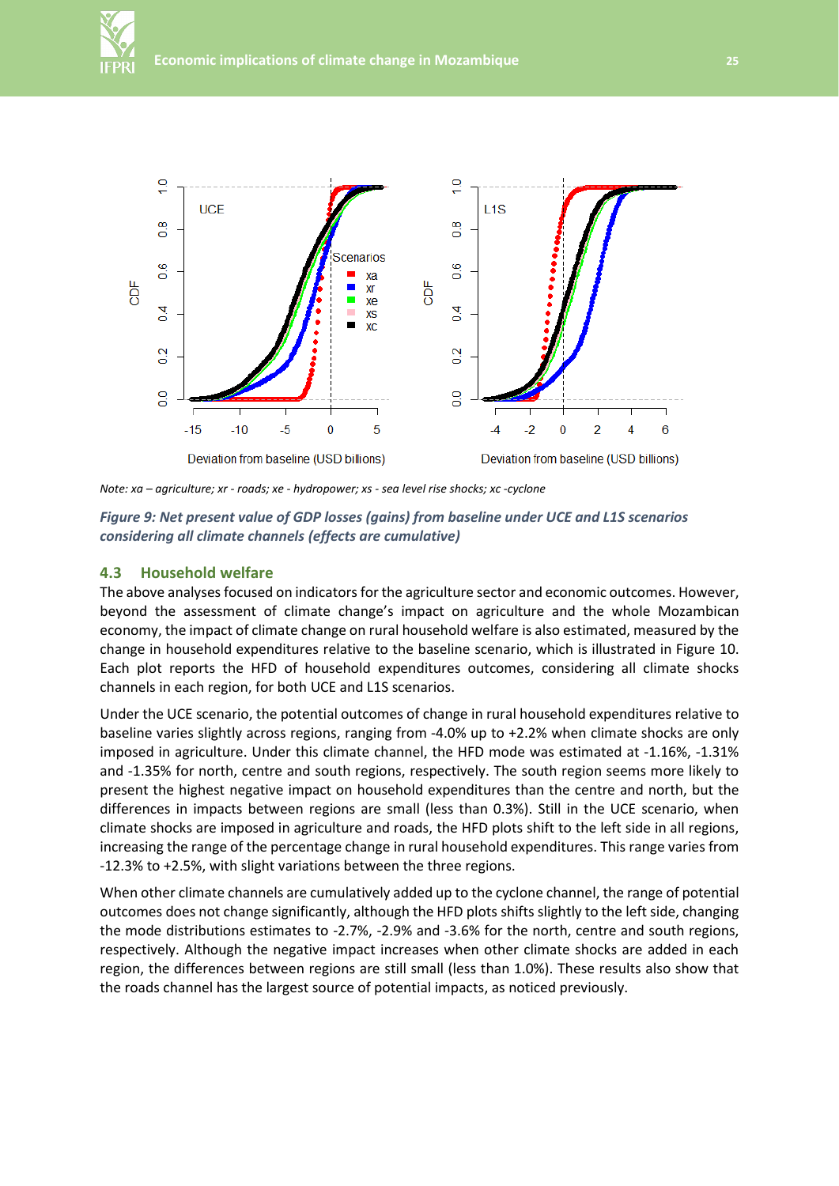Note: xa – agriculture; xr - roads; xe - hydropower; xs - sea level rise shocks; xc -cyclone

*Figure 9: Net present value of GDP losses (gains) from baseline under UCE and L1S scenarios considering all climate channels (effects are cumulative)*

## 4.3 Household welfare

The above analyses focused on indicators for the agriculture sector and economic outcomes. However, beyond the assessment of climate change's impact on agriculture and the whole Mozambican economy, the impact of climate change on rural household welfare is also estimated, measured by the change in household expenditures relative to the baseline scenario, which is illustrated in Figure 10. Each plot reports the HFD of household expenditures outcomes, considering all climate shocks channels in each region, for both UCE and L1S scenarios.

Under the UCE scenario, the potential outcomes of change in rural household expenditures relative to baseline varies slightly across regions, ranging from -4.0% up to +2.2% when climate shocks are only imposed in agriculture. Under this climate channel, the HFD mode was estimated at -1.16%, -1.31% and -1.35% for north, centre and south regions, respectively. The south region seems more likely to present the highest negative impact on household expenditures than the centre and north, but the differences in impacts between regions are small (less than 0.3%). Still in the UCE scenario, when climate shocks are imposed in agriculture and roads, the HFD plots shift to the left side in all regions, increasing the range of the percentage change in rural household expenditures. This range varies from -12.3% to +2.5%, with slight variations between the three regions.

When other climate channels are cumulatively added up to the cyclone channel, the range of potential outcomes does not change significantly, although the HFD plots shifts slightly to the left side, changing the mode distributions estimates to -2.7%, -2.9% and -3.6% for the north, centre and south regions, respectively. Although the negative impact increases when other climate shocks are added in each region, the differences between regions are still small (less than 1.0%). These results also show that the roads channel has the largest source of potential impacts, as noticed previously.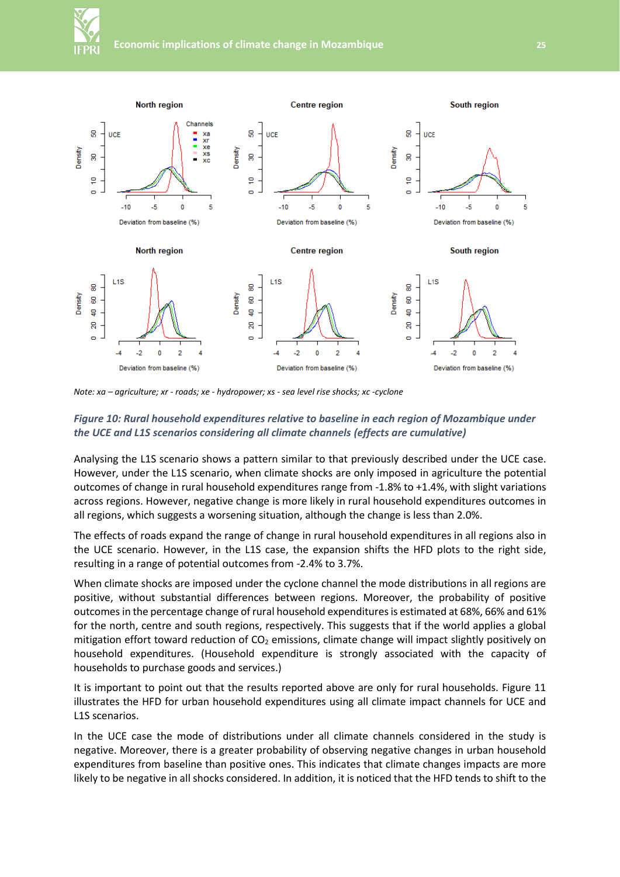*Note: xa – agriculture; xr - roads; xe - hydropower; xs - sea level rise shocks; xc -cyclone*

***Figure 10: Rural household expenditures relative to baseline in each region of Mozambique under the UCE and L1S scenarios considering all climate channels (effects are cumulative)***

Analysing the L1S scenario shows a pattern similar to that previously described under the UCE case. However, under the L1S scenario, when climate shocks are only imposed in agriculture the potential outcomes of change in rural household expenditures range from -1.8% to +1.4%, with slight variations across regions. However, negative change is more likely in rural household expenditures outcomes in all regions, which suggests a worsening situation, although the change is less than 2.0%.

The effects of roads expand the range of change in rural household expenditures in all regions also in the UCE scenario. However, in the L1S case, the expansion shifts the HFD plots to the right side, resulting in a range of potential outcomes from -2.4% to 3.7%.

When climate shocks are imposed under the cyclone channel the mode distributions in all regions are positive, without substantial differences between regions. Moreover, the probability of positive outcomes in the percentage change of rural household expenditures is estimated at 68%, 66% and 61% for the north, centre and south regions, respectively. This suggests that if the world applies a global mitigation effort toward reduction of $CO_2$ emissions, climate change will impact slightly positively on household expenditures. (Household expenditure is strongly associated with the capacity of households to purchase goods and services.)

It is important to point out that the results reported above are only for rural households. Figure 11 illustrates the HFD for urban household expenditures using all climate impact channels for UCE and L1S scenarios.

In the UCE case the mode of distributions under all climate channels considered in the study is negative. Moreover, there is a greater probability of observing negative changes in urban household expenditures from baseline than positive ones. This indicates that climate changes impacts are more likely to be negative in all shocks considered. In addition, it is noticed that the HFD tends to shift to the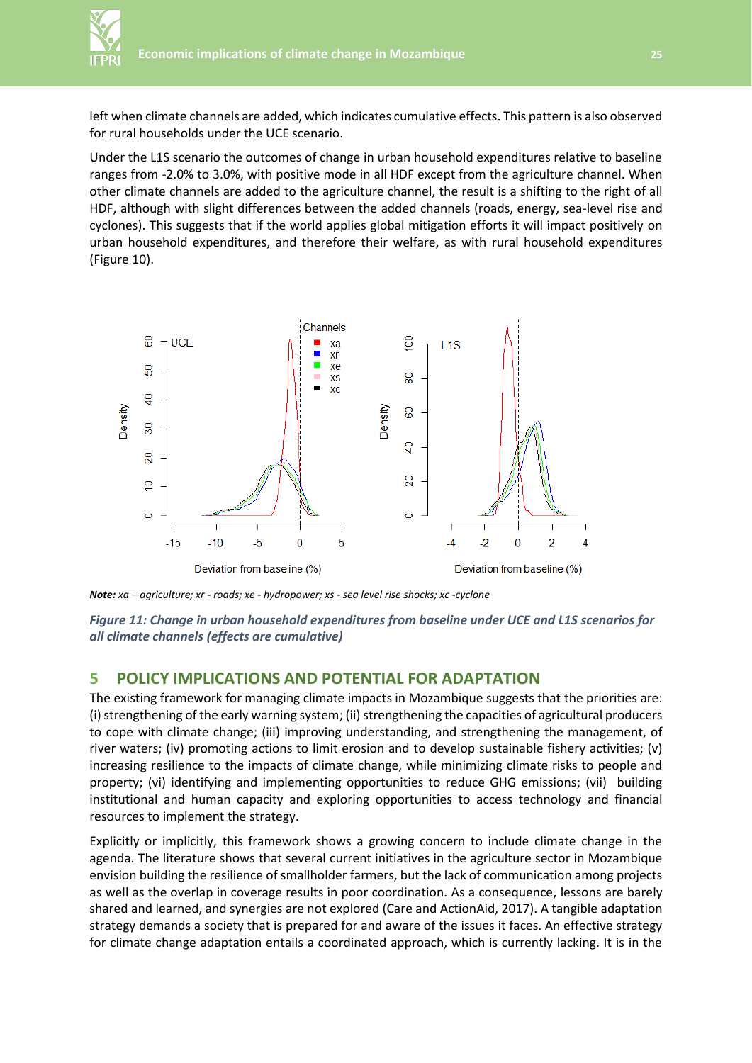left when climate channels are added, which indicates cumulative effects. This pattern is also observed for rural households under the UCE scenario.

Under the L1S scenario the outcomes of change in urban household expenditures relative to baseline ranges from -2.0% to 3.0%, with positive mode in all HDF except from the agriculture channel. When other climate channels are added to the agriculture channel, the result is a shifting to the right of all HDF, although with slight differences between the added channels (roads, energy, sea-level rise and cyclones). This suggests that if the world applies global mitigation efforts it will impact positively on urban household expenditures, and therefore their welfare, as with rural household expenditures (Figure 10).

***Note:*** *xa – agriculture; xr - roads; xe - hydropower; xs - sea level rise shocks; xc -cyclone*

***Figure 11: Change in urban household expenditures from baseline under UCE and L1S scenarios for all climate channels (effects are cumulative)***

## 5 POLICY IMPLICATIONS AND POTENTIAL FOR ADAPTATION

The existing framework for managing climate impacts in Mozambique suggests that the priorities are: (i) strengthening of the early warning system; (ii) strengthening the capacities of agricultural producers to cope with climate change; (iii) improving understanding, and strengthening the management, of river waters; (iv) promoting actions to limit erosion and to develop sustainable fishery activities; (v) increasing resilience to the impacts of climate change, while minimizing climate risks to people and property; (vi) identifying and implementing opportunities to reduce GHG emissions; (vii) building institutional and human capacity and exploring opportunities to access technology and financial resources to implement the strategy.

Explicitly or implicitly, this framework shows a growing concern to include climate change in the agenda. The literature shows that several current initiatives in the agriculture sector in Mozambique envision building the resilience of smallholder farmers, but the lack of communication among projects as well as the overlap in coverage results in poor coordination. As a consequence, lessons are barely shared and learned, and synergies are not explored (Care and ActionAid, 2017). A tangible adaptation strategy demands a society that is prepared for and aware of the issues it faces. An effective strategy for climate change adaptation entails a coordinated approach, which is currently lacking. It is in the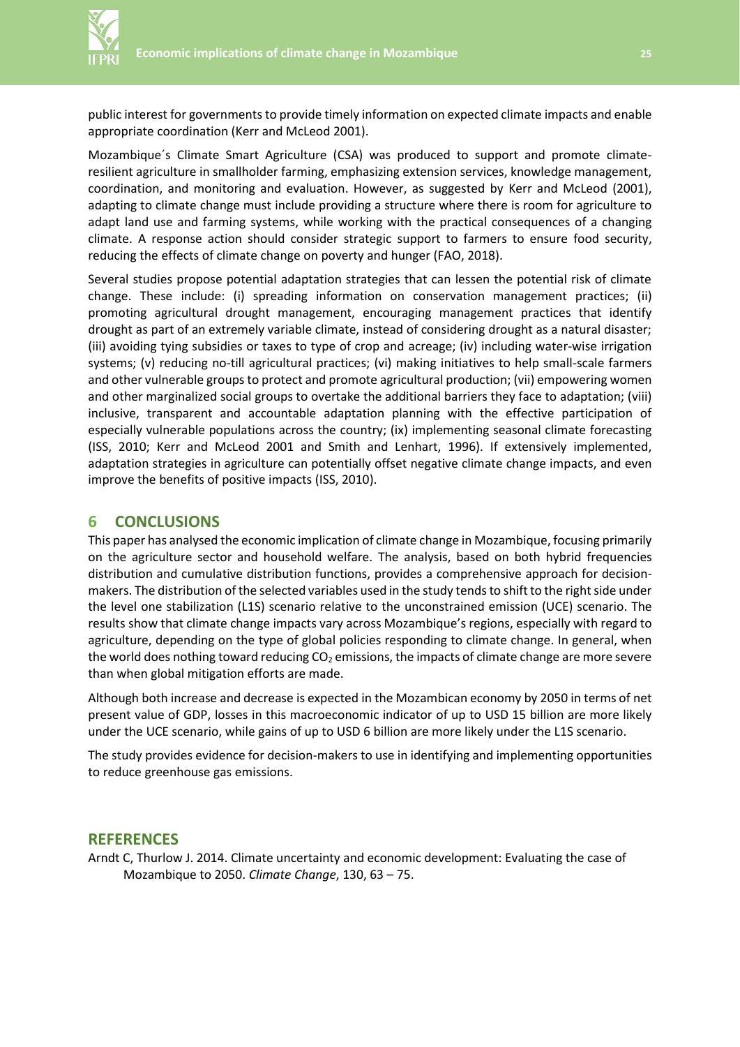public interest for governments to provide timely information on expected climate impacts and enable appropriate coordination (Kerr and McLeod 2001).

Mozambique´s Climate Smart Agriculture (CSA) was produced to support and promote climate-resilient agriculture in smallholder farming, emphasizing extension services, knowledge management, coordination, and monitoring and evaluation. However, as suggested by Kerr and McLeod (2001), adapting to climate change must include providing a structure where there is room for agriculture to adapt land use and farming systems, while working with the practical consequences of a changing climate. A response action should consider strategic support to farmers to ensure food security, reducing the effects of climate change on poverty and hunger (FAO, 2018).

Several studies propose potential adaptation strategies that can lessen the potential risk of climate change. These include: (i) spreading information on conservation management practices; (ii) promoting agricultural drought management, encouraging management practices that identify drought as part of an extremely variable climate, instead of considering drought as a natural disaster; (iii) avoiding tying subsidies or taxes to type of crop and acreage; (iv) including water-wise irrigation systems; (v) reducing no-till agricultural practices; (vi) making initiatives to help small-scale farmers and other vulnerable groups to protect and promote agricultural production; (vii) empowering women and other marginalized social groups to overtake the additional barriers they face to adaptation; (viii) inclusive, transparent and accountable adaptation planning with the effective participation of especially vulnerable populations across the country; (ix) implementing seasonal climate forecasting (ISS, 2010; Kerr and McLeod 2001 and Smith and Lenhart, 1996). If extensively implemented, adaptation strategies in agriculture can potentially offset negative climate change impacts, and even improve the benefits of positive impacts (ISS, 2010).

# 6 CONCLUSIONS

This paper has analysed the economic implication of climate change in Mozambique, focusing primarily on the agriculture sector and household welfare. The analysis, based on both hybrid frequencies distribution and cumulative distribution functions, provides a comprehensive approach for decision-makers. The distribution of the selected variables used in the study tends to shift to the right side under the level one stabilization (L1S) scenario relative to the unconstrained emission (UCE) scenario. The results show that climate change impacts vary across Mozambique's regions, especially with regard to agriculture, depending on the type of global policies responding to climate change. In general, when the world does nothing toward reducing $CO_2$ emissions, the impacts of climate change are more severe than when global mitigation efforts are made.

Although both increase and decrease is expected in the Mozambican economy by 2050 in terms of net present value of GDP, losses in this macroeconomic indicator of up to USD 15 billion are more likely under the UCE scenario, while gains of up to USD 6 billion are more likely under the L1S scenario.

The study provides evidence for decision-makers to use in identifying and implementing opportunities to reduce greenhouse gas emissions.

# REFERENCES

Arndt C, Thurlow J. 2014. Climate uncertainty and economic development: Evaluating the case of Mozambique to 2050. *Climate Change*, 130, 63 – 75.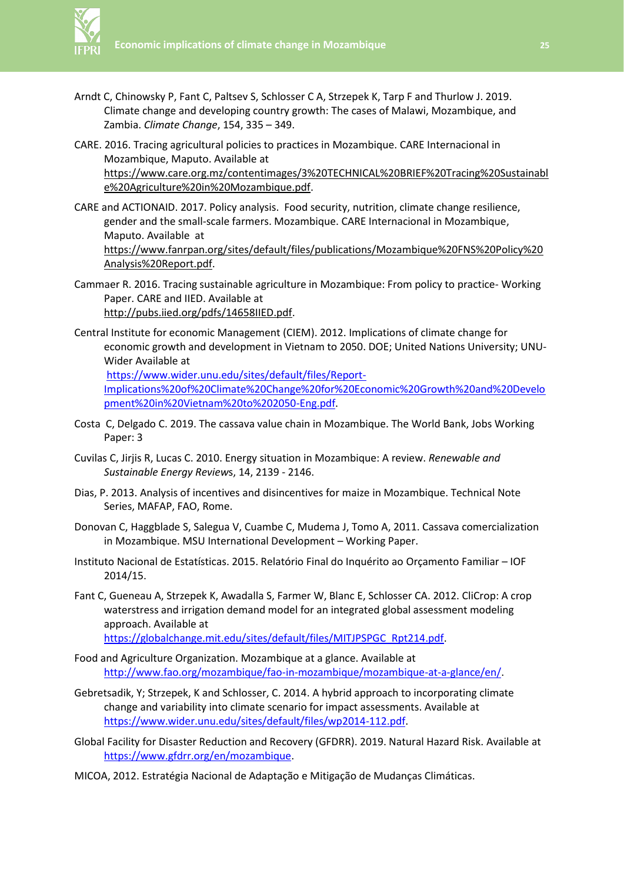Arndt C, Chinowsky P, Fant C, Paltsev S, Schlosser C A, Strzepek K, Tarp F and Thurlow J. 2019. Climate change and developing country growth: The cases of Malawi, Mozambique, and Zambia. *Climate Change*, 154, 335 – 349.

CARE. 2016. Tracing agricultural policies to practices in Mozambique. CARE Internacional in Mozambique, Maputo. Available at https://www.care.org.mz/contentimages/3%20TECHNICAL%20BRIEF%20Tracing%20Sustainable%20Agriculture%20in%20Mozambique.pdf.

CARE and ACTIONAID. 2017. Policy analysis. Food security, nutrition, climate change resilience, gender and the small-scale farmers. Mozambique. CARE Internacional in Mozambique, Maputo. Available at https://www.fanrpan.org/sites/default/files/publications/Mozambique%20FNS%20Policy%20Analysis%20Report.pdf.

Cammaer R. 2016. Tracing sustainable agriculture in Mozambique: From policy to practice- Working Paper. CARE and IIED. Available at http://pubs.iied.org/pdfs/14658IIED.pdf.

Central Institute for economic Management (CIEM). 2012. Implications of climate change for economic growth and development in Vietnam to 2050. DOE; United Nations University; UNU-Wider Available at https://www.wider.unu.edu/sites/default/files/Report-Implications%20of%20Climate%20Change%20for%20Economic%20Growth%20and%20Development%20in%20Vietnam%20to%202050-Eng.pdf.

Costa C, Delgado C. 2019. The cassava value chain in Mozambique. The World Bank, Jobs Working Paper: 3

Cuvilas C, Jirjis R, Lucas C. 2010. Energy situation in Mozambique: A review. *Renewable and Sustainable Energy Review*s, 14, 2139 - 2146.

Dias, P. 2013. Analysis of incentives and disincentives for maize in Mozambique. Technical Note Series, MAFAP, FAO, Rome.

Donovan C, Haggblade S, Salegua V, Cuambe C, Mudema J, Tomo A, 2011. Cassava comercialization in Mozambique. MSU International Development – Working Paper.

Instituto Nacional de Estatísticas. 2015. Relatório Final do Inquérito ao Orçamento Familiar – IOF 2014/15.

Fant C, Gueneau A, Strzepek K, Awadalla S, Farmer W, Blanc E, Schlosser CA. 2012. CliCrop: A crop waterstress and irrigation demand model for an integrated global assessment modeling approach. Available at https://globalchange.mit.edu/sites/default/files/MITJPSPGC_Rpt214.pdf.

Food and Agriculture Organization. Mozambique at a glance. Available at http://www.fao.org/mozambique/fao-in-mozambique/mozambique-at-a-glance/en/.

Gebretsadik, Y; Strzepek, K and Schlosser, C. 2014. A hybrid approach to incorporating climate change and variability into climate scenario for impact assessments. Available at https://www.wider.unu.edu/sites/default/files/wp2014-112.pdf.

Global Facility for Disaster Reduction and Recovery (GFDRR). 2019. Natural Hazard Risk. Available at https://www.gfdrr.org/en/mozambique.

MICOA, 2012. Estratégia Nacional de Adaptação e Mitigação de Mudanças Climáticas.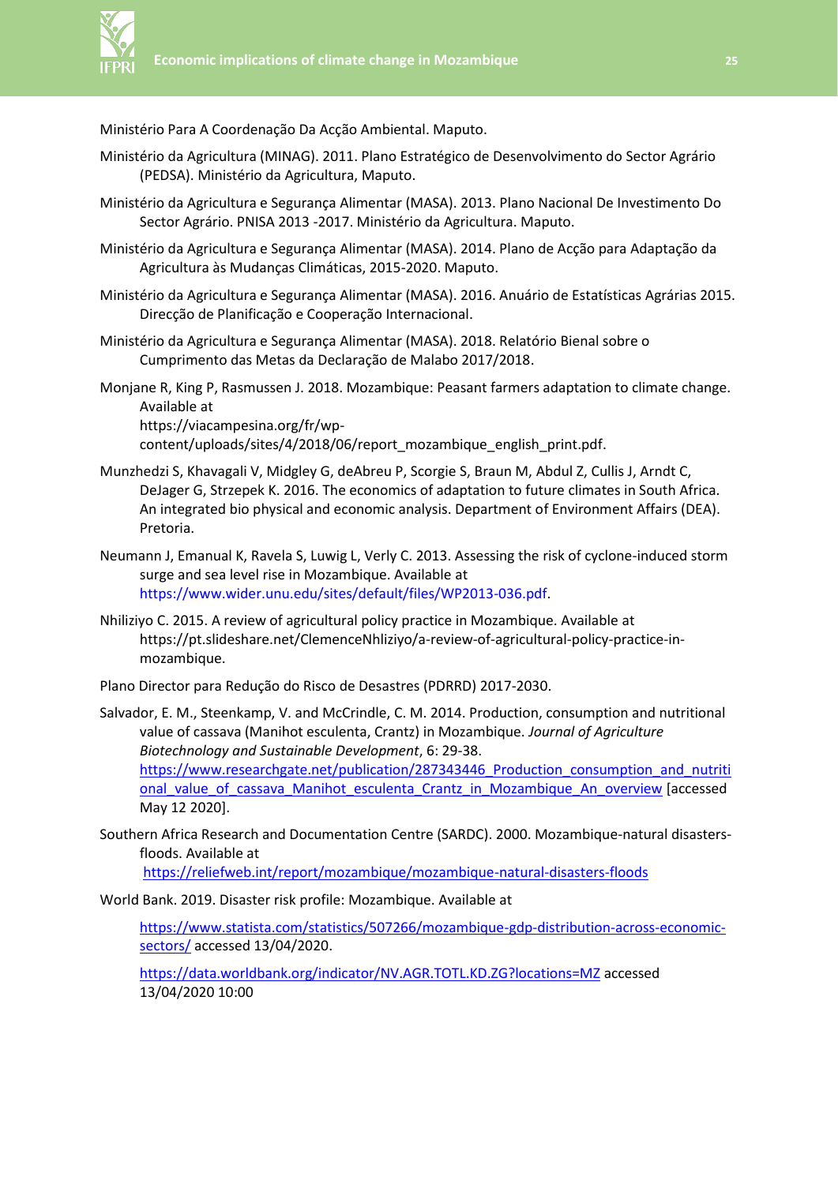Ministério Para A Coordenação Da Acção Ambiental. Maputo.

Ministério da Agricultura (MINAG). 2011. Plano Estratégico de Desenvolvimento do Sector Agrário (PEDSA). Ministério da Agricultura, Maputo.

Ministério da Agricultura e Segurança Alimentar (MASA). 2013. Plano Nacional De Investimento Do Sector Agrário. PNISA 2013 -2017. Ministério da Agricultura. Maputo.

Ministério da Agricultura e Segurança Alimentar (MASA). 2014. Plano de Acção para Adaptação da Agricultura às Mudanças Climáticas, 2015-2020. Maputo.

Ministério da Agricultura e Segurança Alimentar (MASA). 2016. Anuário de Estatísticas Agrárias 2015. Direcção de Planificação e Cooperação Internacional.

Ministério da Agricultura e Segurança Alimentar (MASA). 2018. Relatório Bienal sobre o Cumprimento das Metas da Declaração de Malabo 2017/2018.

Monjane R, King P, Rasmussen J. 2018. Mozambique: Peasant farmers adaptation to climate change. Available at https://viacampesina.org/fr/wp-content/uploads/sites/4/2018/06/report_mozambique_english_print.pdf.

Munzhedzi S, Khavagali V, Midgley G, deAbreu P, Scorgie S, Braun M, Abdul Z, Cullis J, Arndt C, DeJager G, Strzepek K. 2016. The economics of adaptation to future climates in South Africa. An integrated bio physical and economic analysis. Department of Environment Affairs (DEA). Pretoria.

Neumann J, Emanual K, Ravela S, Luwig L, Verly C. 2013. Assessing the risk of cyclone-induced storm surge and sea level rise in Mozambique. Available at https://www.wider.unu.edu/sites/default/files/WP2013-036.pdf.

Nhiliziyo C. 2015. A review of agricultural policy practice in Mozambique. Available at https://pt.slideshare.net/ClemenceNhliziyo/a-review-of-agricultural-policy-practice-in-mozambique.

Plano Director para Redução do Risco de Desastres (PDRRD) 2017-2030.

Salvador, E. M., Steenkamp, V. and McCrindle, C. M. 2014. Production, consumption and nutritional value of cassava (Manihot esculenta, Crantz) in Mozambique. *Journal of Agriculture Biotechnology and Sustainable Development*, 6: 29-38. https://www.researchgate.net/publication/287343446_Production_consumption_and_nutritional_value_of_cassava_Manihot_esculenta_Crantz_in_Mozambique_An_overview [accessed May 12 2020].

Southern Africa Research and Documentation Centre (SARDC). 2000. Mozambique-natural disasters-floods. Available at https://reliefweb.int/report/mozambique/mozambique-natural-disasters-floods

World Bank. 2019. Disaster risk profile: Mozambique. Available at

https://www.statista.com/statistics/507266/mozambique-gdp-distribution-across-economic-sectors/ accessed 13/04/2020.

https://data.worldbank.org/indicator/NV.AGR.TOTL.KD.ZG?locations=MZ accessed 13/04/2020 10:00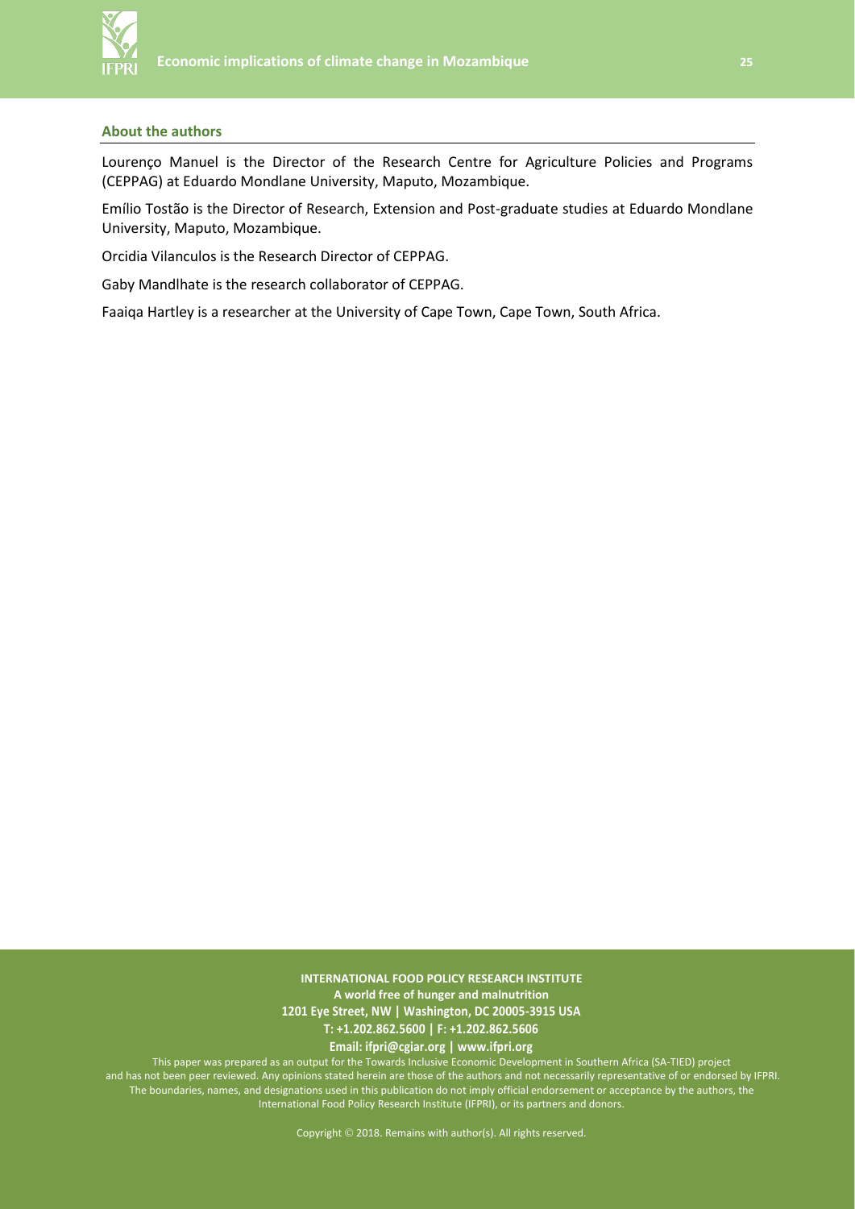## About the authors

Lourenço Manuel is the Director of the Research Centre for Agriculture Policies and Programs (CEPPAG) at Eduardo Mondlane University, Maputo, Mozambique.

Emílio Tostão is the Director of Research, Extension and Post-graduate studies at Eduardo Mondlane University, Maputo, Mozambique.

Orcidia Vilanculos is the Research Director of CEPPAG.

Gaby Mandlhate is the research collaborator of CEPPAG.

Faaiqa Hartley is a researcher at the University of Cape Town, Cape Town, South Africa.

**INTERNATIONAL FOOD POLICY RESEARCH INSTITUTE**
**A world free of hunger and malnutrition**
**1201 Eye Street, NW | Washington, DC 20005-3915 USA**
**T: +1.202.862.5600 | F: +1.202.862.5606**
**Email: ifpri@cgiar.org | www.ifpri.org**

This paper was prepared as an output for the Towards Inclusive Economic Development in Southern Africa (SA-TIED) project and has not been peer reviewed. Any opinions stated herein are those of the authors and not necessarily representative of or endorsed by IFPRI. The boundaries, names, and designations used in this publication do not imply official endorsement or acceptance by the authors, the International Food Policy Research Institute (IFPRI), or its partners and donors.

Copyright © 2018. Remains with author(s). All rights reserved.